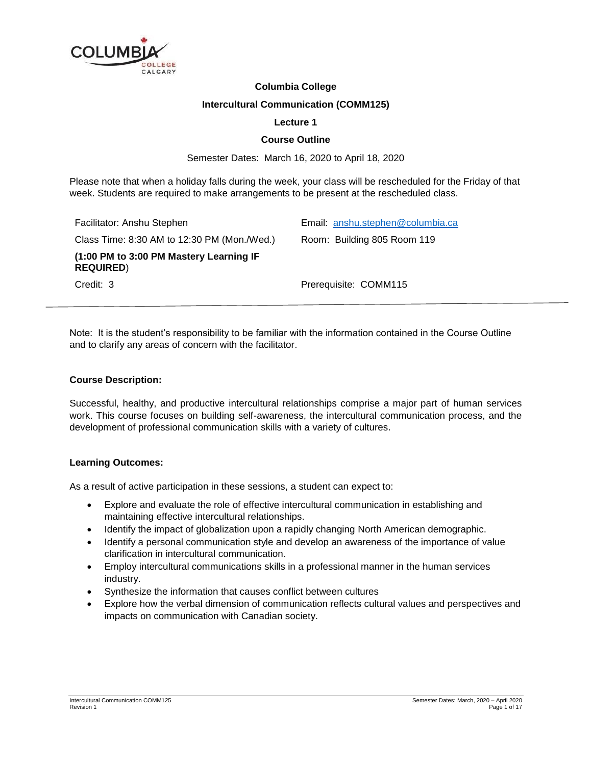# Columbia College

## Intercultural Communication (COMM125)

### Lecture 1

### Course Outline

Semester Dates: March 16, 2020 to April 18, 2020

Please note that when a holiday falls during the week, your class will be rescheduled for the Friday of that week. Students are required to make arrangements to be present at the rescheduled class.

| | |
|---|---|
| Facilitator: Anshu Stephen | Email: anshu.stephen@columbia.ca |
| Class Time: 8:30 AM to 12:30 PM (Mon./Wed.) | Room: Building 805 Room 119 |
| **(1:00 PM to 3:00 PM Mastery Learning IF REQUIRED**) | |
| Credit: 3 | Prerequisite: COMM115 |

Note: It is the student's responsibility to be familiar with the information contained in the Course Outline and to clarify any areas of concern with the facilitator.

**Course Description:**

Successful, healthy, and productive intercultural relationships comprise a major part of human services work. This course focuses on building self-awareness, the intercultural communication process, and the development of professional communication skills with a variety of cultures.

**Learning Outcomes:**

As a result of active participation in these sessions, a student can expect to:

- Explore and evaluate the role of effective intercultural communication in establishing and maintaining effective intercultural relationships.
- Identify the impact of globalization upon a rapidly changing North American demographic.
- Identify a personal communication style and develop an awareness of the importance of value clarification in intercultural communication.
- Employ intercultural communications skills in a professional manner in the human services industry.
- Synthesize the information that causes conflict between cultures
- Explore how the verbal dimension of communication reflects cultural values and perspectives and impacts on communication with Canadian society.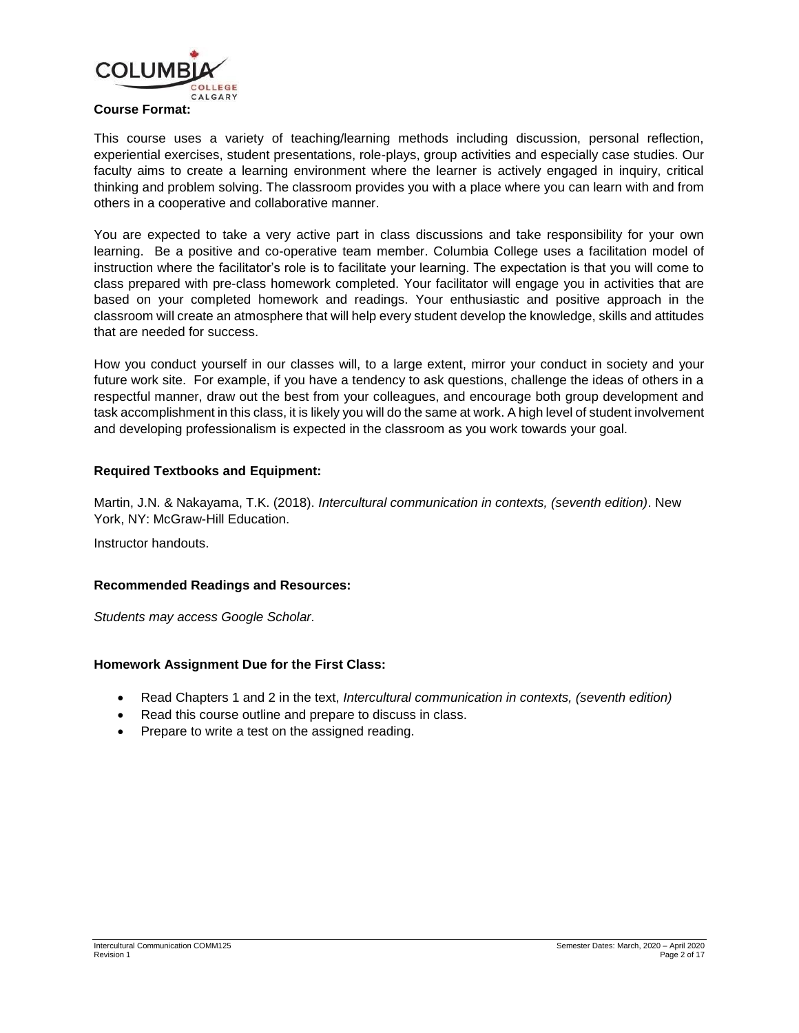**Course Format:**

This course uses a variety of teaching/learning methods including discussion, personal reflection, experiential exercises, student presentations, role-plays, group activities and especially case studies. Our faculty aims to create a learning environment where the learner is actively engaged in inquiry, critical thinking and problem solving. The classroom provides you with a place where you can learn with and from others in a cooperative and collaborative manner.

You are expected to take a very active part in class discussions and take responsibility for your own learning. Be a positive and co-operative team member. Columbia College uses a facilitation model of instruction where the facilitator's role is to facilitate your learning. The expectation is that you will come to class prepared with pre-class homework completed. Your facilitator will engage you in activities that are based on your completed homework and readings. Your enthusiastic and positive approach in the classroom will create an atmosphere that will help every student develop the knowledge, skills and attitudes that are needed for success.

How you conduct yourself in our classes will, to a large extent, mirror your conduct in society and your future work site. For example, if you have a tendency to ask questions, challenge the ideas of others in a respectful manner, draw out the best from your colleagues, and encourage both group development and task accomplishment in this class, it is likely you will do the same at work. A high level of student involvement and developing professionalism is expected in the classroom as you work towards your goal.

**Required Textbooks and Equipment:**

Martin, J.N. & Nakayama, T.K. (2018). *Intercultural communication in contexts, (seventh edition)*. New York, NY: McGraw-Hill Education.

Instructor handouts.

**Recommended Readings and Resources:**

*Students may access Google Scholar.*

**Homework Assignment Due for the First Class:**

- Read Chapters 1 and 2 in the text, *Intercultural communication in contexts, (seventh edition)*
- Read this course outline and prepare to discuss in class.
- Prepare to write a test on the assigned reading.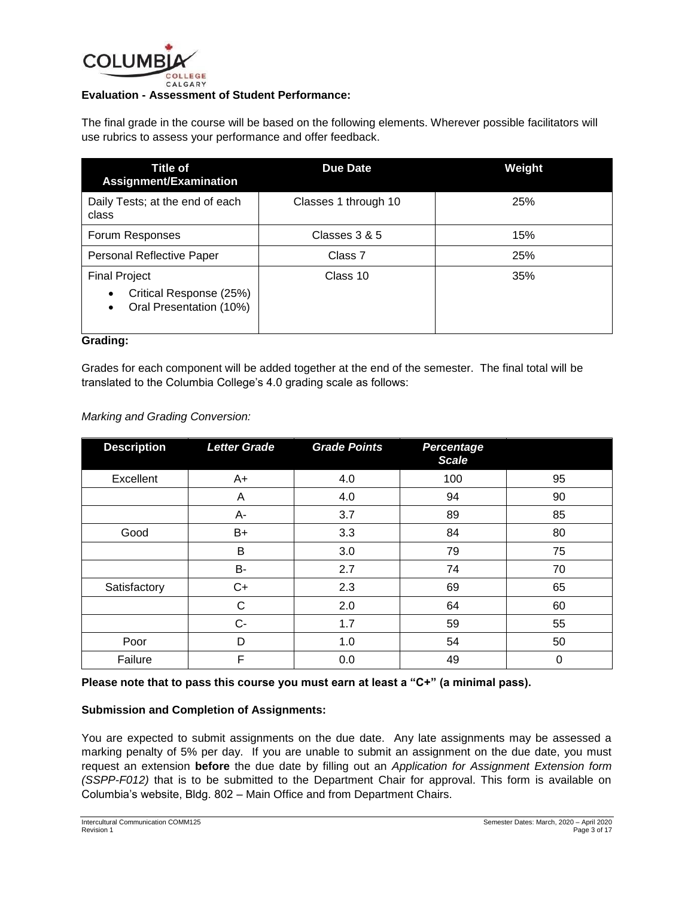**Evaluation - Assessment of Student Performance:**

The final grade in the course will be based on the following elements. Wherever possible facilitators will use rubrics to assess your performance and offer feedback.

| Title of Assignment/Examination | Due Date | Weight |
|---|---|---|
| Daily Tests; at the end of each class | Classes 1 through 10 | 25% |
| Forum Responses | Classes 3 & 5 | 15% |
| Personal Reflective Paper | Class 7 | 25% |
| Final Project<br>• Critical Response (25%)<br>• Oral Presentation (10%) | Class 10 | 35% |

**Grading:**

Grades for each component will be added together at the end of the semester. The final total will be translated to the Columbia College's 4.0 grading scale as follows:

*Marking and Grading Conversion:*

| Description | *Letter Grade* | *Grade Points* | *Percentage Scale* | |
|---|---|---|---|---|
| Excellent | A+ | 4.0 | 100 | 95 |
| | A | 4.0 | 94 | 90 |
| | A- | 3.7 | 89 | 85 |
| Good | B+ | 3.3 | 84 | 80 |
| | B | 3.0 | 79 | 75 |
| | B- | 2.7 | 74 | 70 |
| Satisfactory | C+ | 2.3 | 69 | 65 |
| | C | 2.0 | 64 | 60 |
| | C- | 1.7 | 59 | 55 |
| Poor | D | 1.0 | 54 | 50 |
| Failure | F | 0.0 | 49 | 0 |

**Please note that to pass this course you must earn at least a "C+" (a minimal pass).**

**Submission and Completion of Assignments:**

You are expected to submit assignments on the due date. Any late assignments may be assessed a marking penalty of 5% per day. If you are unable to submit an assignment on the due date, you must request an extension **before** the due date by filling out an *Application for Assignment Extension form (SSPP-F012)* that is to be submitted to the Department Chair for approval. This form is available on Columbia's website, Bldg. 802 – Main Office and from Department Chairs.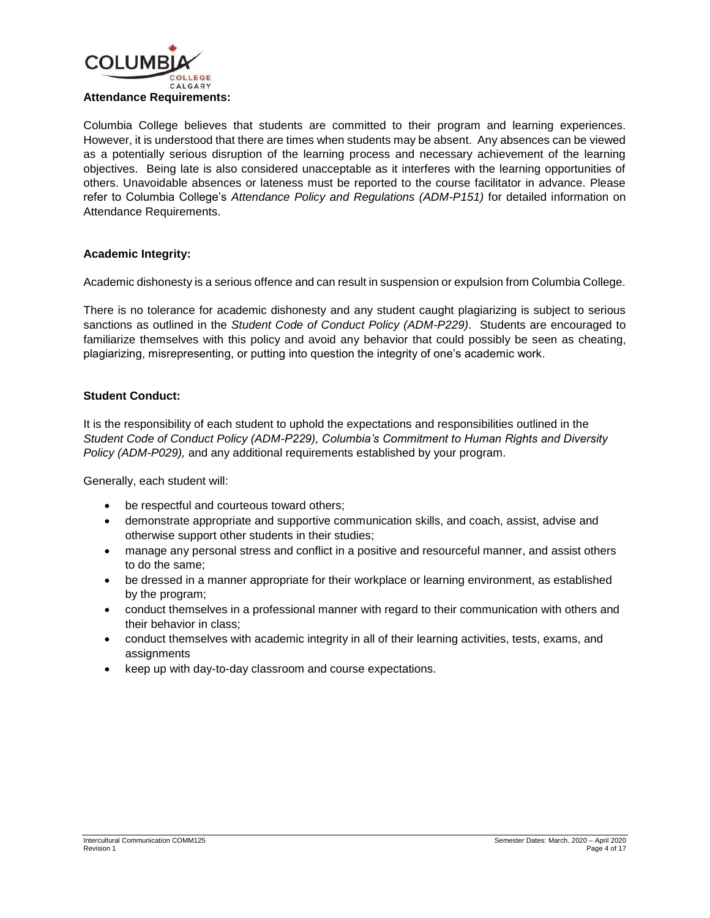**Attendance Requirements:**

Columbia College believes that students are committed to their program and learning experiences. However, it is understood that there are times when students may be absent. Any absences can be viewed as a potentially serious disruption of the learning process and necessary achievement of the learning objectives. Being late is also considered unacceptable as it interferes with the learning opportunities of others. Unavoidable absences or lateness must be reported to the course facilitator in advance. Please refer to Columbia College's *Attendance Policy and Regulations (ADM-P151)* for detailed information on Attendance Requirements.

**Academic Integrity:**

Academic dishonesty is a serious offence and can result in suspension or expulsion from Columbia College.

There is no tolerance for academic dishonesty and any student caught plagiarizing is subject to serious sanctions as outlined in the *Student Code of Conduct Policy (ADM-P229)*. Students are encouraged to familiarize themselves with this policy and avoid any behavior that could possibly be seen as cheating, plagiarizing, misrepresenting, or putting into question the integrity of one's academic work.

**Student Conduct:**

It is the responsibility of each student to uphold the expectations and responsibilities outlined in the *Student Code of Conduct Policy (ADM-P229), Columbia's Commitment to Human Rights and Diversity Policy (ADM-P029),* and any additional requirements established by your program.

Generally, each student will:

- be respectful and courteous toward others;
- demonstrate appropriate and supportive communication skills, and coach, assist, advise and otherwise support other students in their studies;
- manage any personal stress and conflict in a positive and resourceful manner, and assist others to do the same;
- be dressed in a manner appropriate for their workplace or learning environment, as established by the program;
- conduct themselves in a professional manner with regard to their communication with others and their behavior in class;
- conduct themselves with academic integrity in all of their learning activities, tests, exams, and assignments
- keep up with day-to-day classroom and course expectations.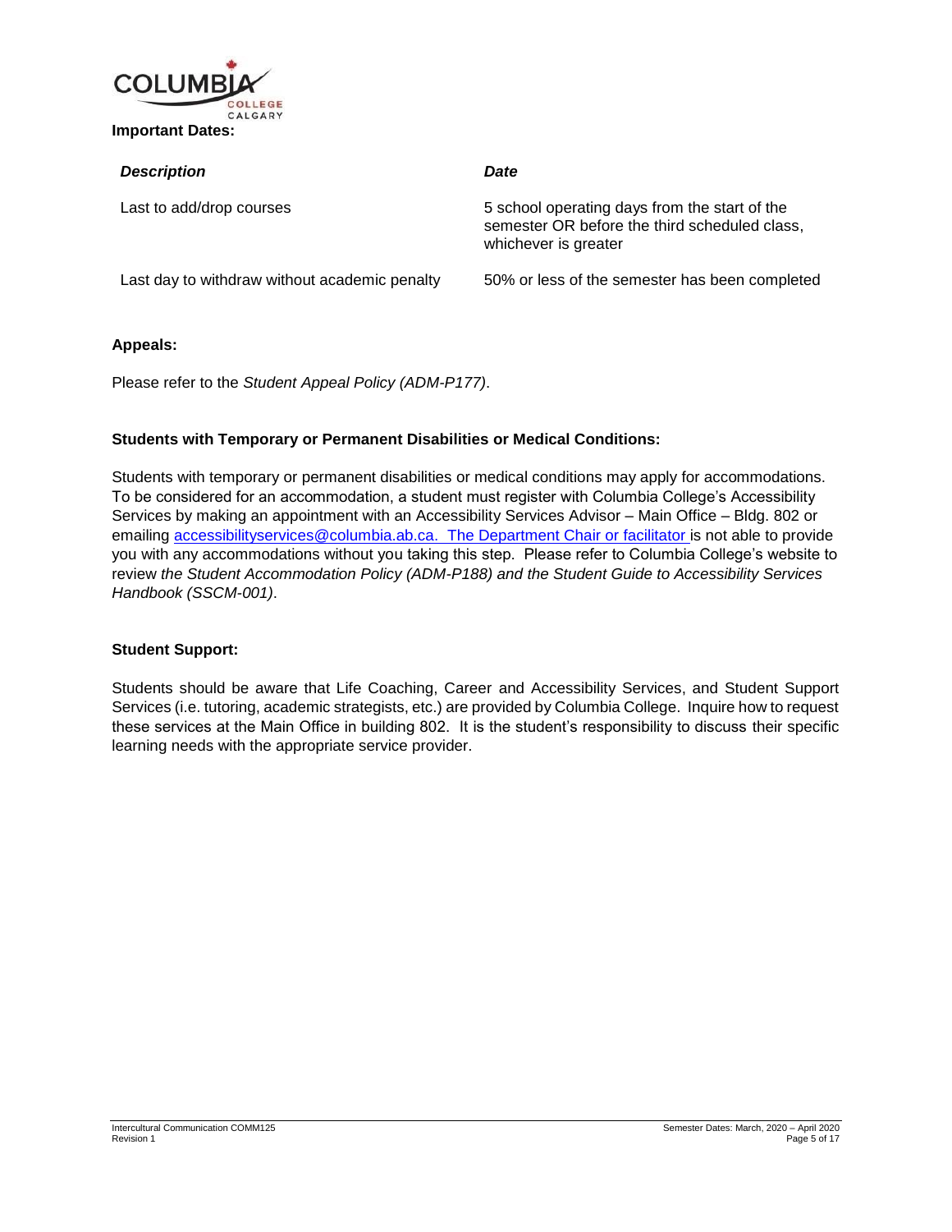**Important Dates:**

| *Description* | *Date* |
|---|---|
| Last to add/drop courses | 5 school operating days from the start of the semester OR before the third scheduled class, whichever is greater |
| Last day to withdraw without academic penalty | 50% or less of the semester has been completed |

**Appeals:**

Please refer to the *Student Appeal Policy (ADM-P177)*.

**Students with Temporary or Permanent Disabilities or Medical Conditions:**

Students with temporary or permanent disabilities or medical conditions may apply for accommodations. To be considered for an accommodation, a student must register with Columbia College's Accessibility Services by making an appointment with an Accessibility Services Advisor – Main Office – Bldg. 802 or emailing accessibilityservices@columbia.ab.ca. The Department Chair or facilitator is not able to provide you with any accommodations without you taking this step. Please refer to Columbia College's website to review *the Student Accommodation Policy (ADM-P188) and the Student Guide to Accessibility Services Handbook (SSCM-001)*.

**Student Support:**

Students should be aware that Life Coaching, Career and Accessibility Services, and Student Support Services (i.e. tutoring, academic strategists, etc.) are provided by Columbia College. Inquire how to request these services at the Main Office in building 802. It is the student's responsibility to discuss their specific learning needs with the appropriate service provider.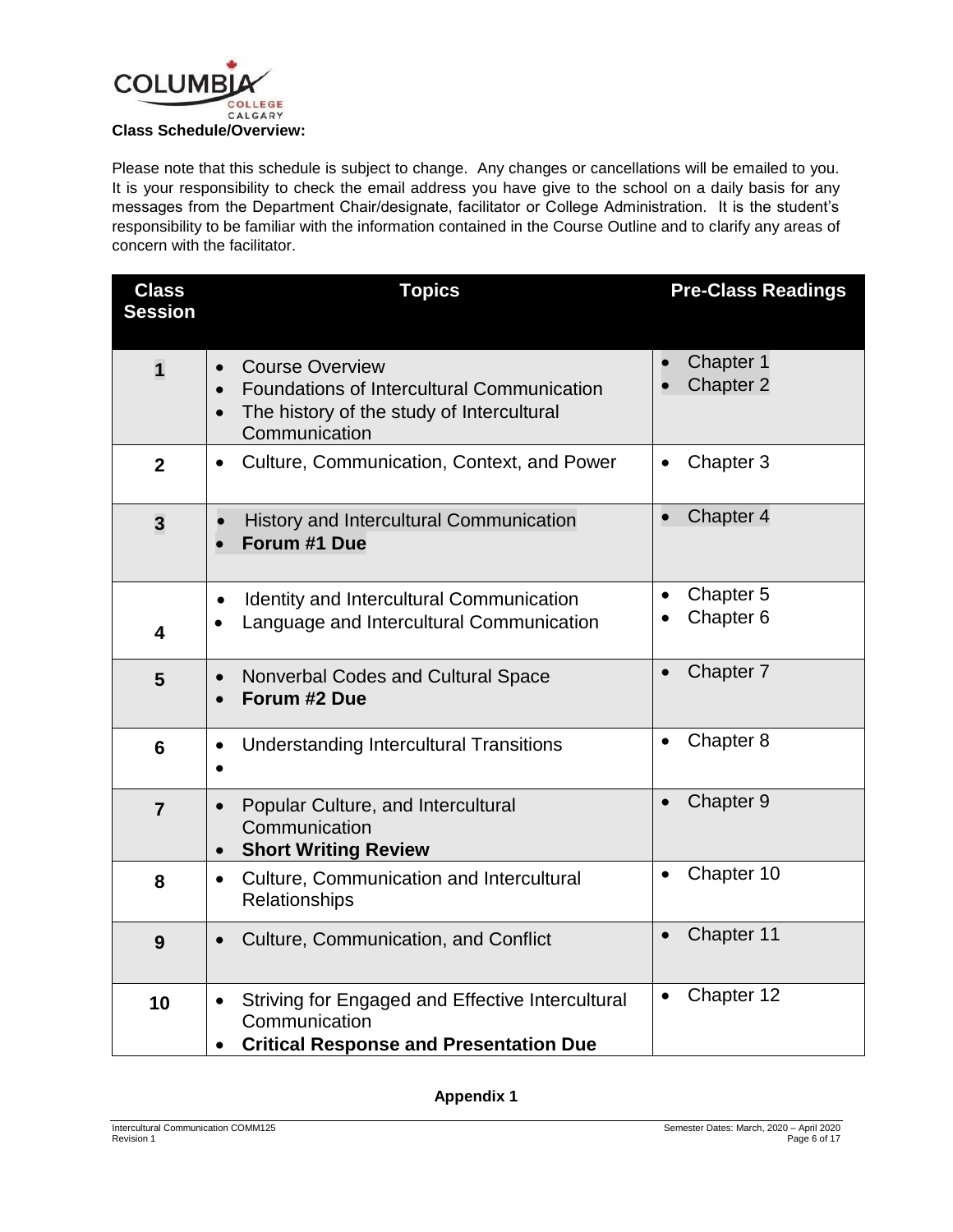**Class Schedule/Overview:**

Please note that this schedule is subject to change. Any changes or cancellations will be emailed to you. It is your responsibility to check the email address you have give to the school on a daily basis for any messages from the Department Chair/designate, facilitator or College Administration. It is the student's responsibility to be familiar with the information contained in the Course Outline and to clarify any areas of concern with the facilitator.

| Class Session | Topics | Pre-Class Readings |
|---|---|---|
| 1 | • Course Overview<br>• Foundations of Intercultural Communication<br>• The history of the study of Intercultural Communication | • Chapter 1<br>• Chapter 2 |
| 2 | • Culture, Communication, Context, and Power | • Chapter 3 |
| 3 | • History and Intercultural Communication<br>• **Forum #1 Due** | • Chapter 4 |
| 4 | • Identity and Intercultural Communication<br>• Language and Intercultural Communication | • Chapter 5<br>• Chapter 6 |
| 5 | • Nonverbal Codes and Cultural Space<br>• **Forum #2 Due** | • Chapter 7 |
| 6 | • Understanding Intercultural Transitions<br>• | • Chapter 8 |
| 7 | • Popular Culture, and Intercultural Communication<br>• **Short Writing Review** | • Chapter 9 |
| 8 | • Culture, Communication and Intercultural Relationships | • Chapter 10 |
| 9 | • Culture, Communication, and Conflict | • Chapter 11 |
| 10 | • Striving for Engaged and Effective Intercultural Communication<br>• **Critical Response and Presentation Due** | • Chapter 12 |

**Appendix 1**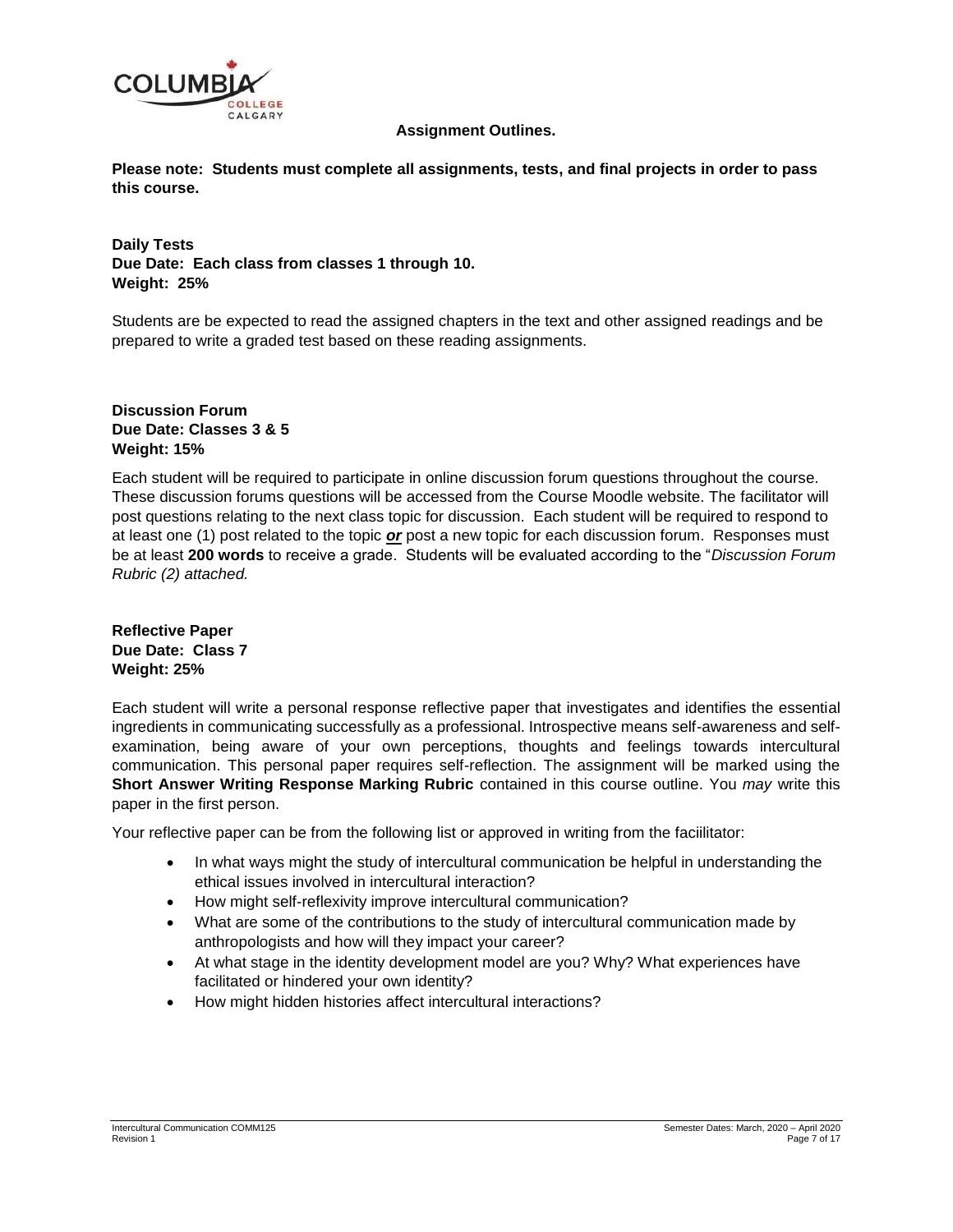**Assignment Outlines.**

**Please note: Students must complete all assignments, tests, and final projects in order to pass this course.**

**Daily Tests**
**Due Date: Each class from classes 1 through 10.**
**Weight: 25%**

Students are be expected to read the assigned chapters in the text and other assigned readings and be prepared to write a graded test based on these reading assignments.

**Discussion Forum**
**Due Date: Classes 3 & 5**
**Weight: 15%**

Each student will be required to participate in online discussion forum questions throughout the course. These discussion forums questions will be accessed from the Course Moodle website. The facilitator will post questions relating to the next class topic for discussion. Each student will be required to respond to at least one (1) post related to the topic ***or*** post a new topic for each discussion forum. Responses must be at least **200 words** to receive a grade. Students will be evaluated according to the "*Discussion Forum Rubric (2) attached.*

**Reflective Paper**
**Due Date: Class 7**
**Weight: 25%**

Each student will write a personal response reflective paper that investigates and identifies the essential ingredients in communicating successfully as a professional. Introspective means self-awareness and self-examination, being aware of your own perceptions, thoughts and feelings towards intercultural communication. This personal paper requires self-reflection. The assignment will be marked using the **Short Answer Writing Response Marking Rubric** contained in this course outline. You *may* write this paper in the first person.

Your reflective paper can be from the following list or approved in writing from the faciilitator:

- In what ways might the study of intercultural communication be helpful in understanding the ethical issues involved in intercultural interaction?
- How might self-reflexivity improve intercultural communication?
- What are some of the contributions to the study of intercultural communication made by anthropologists and how will they impact your career?
- At what stage in the identity development model are you? Why? What experiences have facilitated or hindered your own identity?
- How might hidden histories affect intercultural interactions?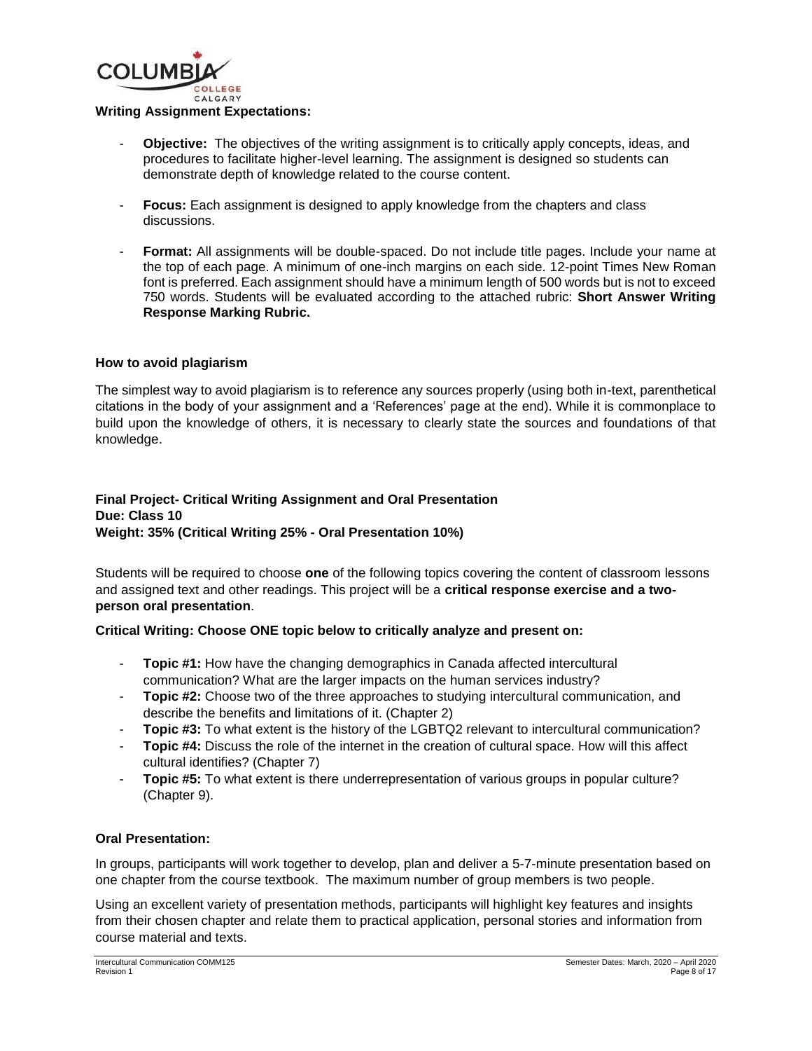**Writing Assignment Expectations:**

- **Objective:** The objectives of the writing assignment is to critically apply concepts, ideas, and procedures to facilitate higher-level learning. The assignment is designed so students can demonstrate depth of knowledge related to the course content.

- **Focus:** Each assignment is designed to apply knowledge from the chapters and class discussions.

- **Format:** All assignments will be double-spaced. Do not include title pages. Include your name at the top of each page. A minimum of one-inch margins on each side. 12-point Times New Roman font is preferred. Each assignment should have a minimum length of 500 words but is not to exceed 750 words. Students will be evaluated according to the attached rubric: **Short Answer Writing Response Marking Rubric.**

**How to avoid plagiarism**

The simplest way to avoid plagiarism is to reference any sources properly (using both in-text, parenthetical citations in the body of your assignment and a 'References' page at the end). While it is commonplace to build upon the knowledge of others, it is necessary to clearly state the sources and foundations of that knowledge.

**Final Project- Critical Writing Assignment and Oral Presentation**
**Due: Class 10**
**Weight: 35% (Critical Writing 25% - Oral Presentation 10%)**

Students will be required to choose **one** of the following topics covering the content of classroom lessons and assigned text and other readings. This project will be a **critical response exercise and a two-person oral presentation**.

**Critical Writing: Choose ONE topic below to critically analyze and present on:**

- **Topic #1:** How have the changing demographics in Canada affected intercultural communication? What are the larger impacts on the human services industry?
- **Topic #2:** Choose two of the three approaches to studying intercultural communication, and describe the benefits and limitations of it. (Chapter 2)
- **Topic #3:** To what extent is the history of the LGBTQ2 relevant to intercultural communication?
- **Topic #4:** Discuss the role of the internet in the creation of cultural space. How will this affect cultural identifies? (Chapter 7)
- **Topic #5:** To what extent is there underrepresentation of various groups in popular culture? (Chapter 9).

**Oral Presentation:**

In groups, participants will work together to develop, plan and deliver a 5-7-minute presentation based on one chapter from the course textbook. The maximum number of group members is two people.

Using an excellent variety of presentation methods, participants will highlight key features and insights from their chosen chapter and relate them to practical application, personal stories and information from course material and texts.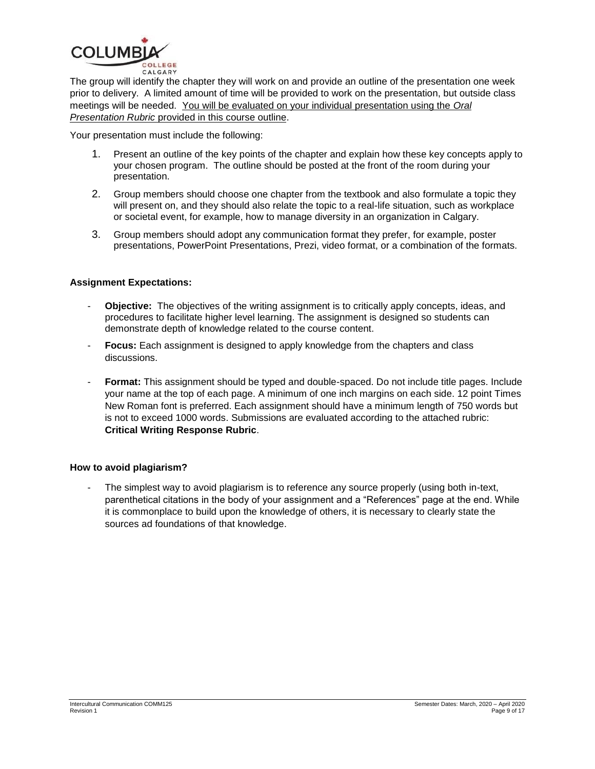The group will identify the chapter they will work on and provide an outline of the presentation one week prior to delivery. A limited amount of time will be provided to work on the presentation, but outside class meetings will be needed. <u>You will be evaluated on your individual presentation using the *Oral Presentation Rubric* provided in this course outline</u>.

Your presentation must include the following:

1. Present an outline of the key points of the chapter and explain how these key concepts apply to your chosen program. The outline should be posted at the front of the room during your presentation.
2. Group members should choose one chapter from the textbook and also formulate a topic they will present on, and they should also relate the topic to a real-life situation, such as workplace or societal event, for example, how to manage diversity in an organization in Calgary.
3. Group members should adopt any communication format they prefer, for example, poster presentations, PowerPoint Presentations, Prezi, video format, or a combination of the formats.

**Assignment Expectations:**

- **Objective:** The objectives of the writing assignment is to critically apply concepts, ideas, and procedures to facilitate higher level learning. The assignment is designed so students can demonstrate depth of knowledge related to the course content.
- **Focus:** Each assignment is designed to apply knowledge from the chapters and class discussions.
- **Format:** This assignment should be typed and double-spaced. Do not include title pages. Include your name at the top of each page. A minimum of one inch margins on each side. 12 point Times New Roman font is preferred. Each assignment should have a minimum length of 750 words but is not to exceed 1000 words. Submissions are evaluated according to the attached rubric: **Critical Writing Response Rubric**.

**How to avoid plagiarism?**

- The simplest way to avoid plagiarism is to reference any source properly (using both in-text, parenthetical citations in the body of your assignment and a "References" page at the end. While it is commonplace to build upon the knowledge of others, it is necessary to clearly state the sources ad foundations of that knowledge.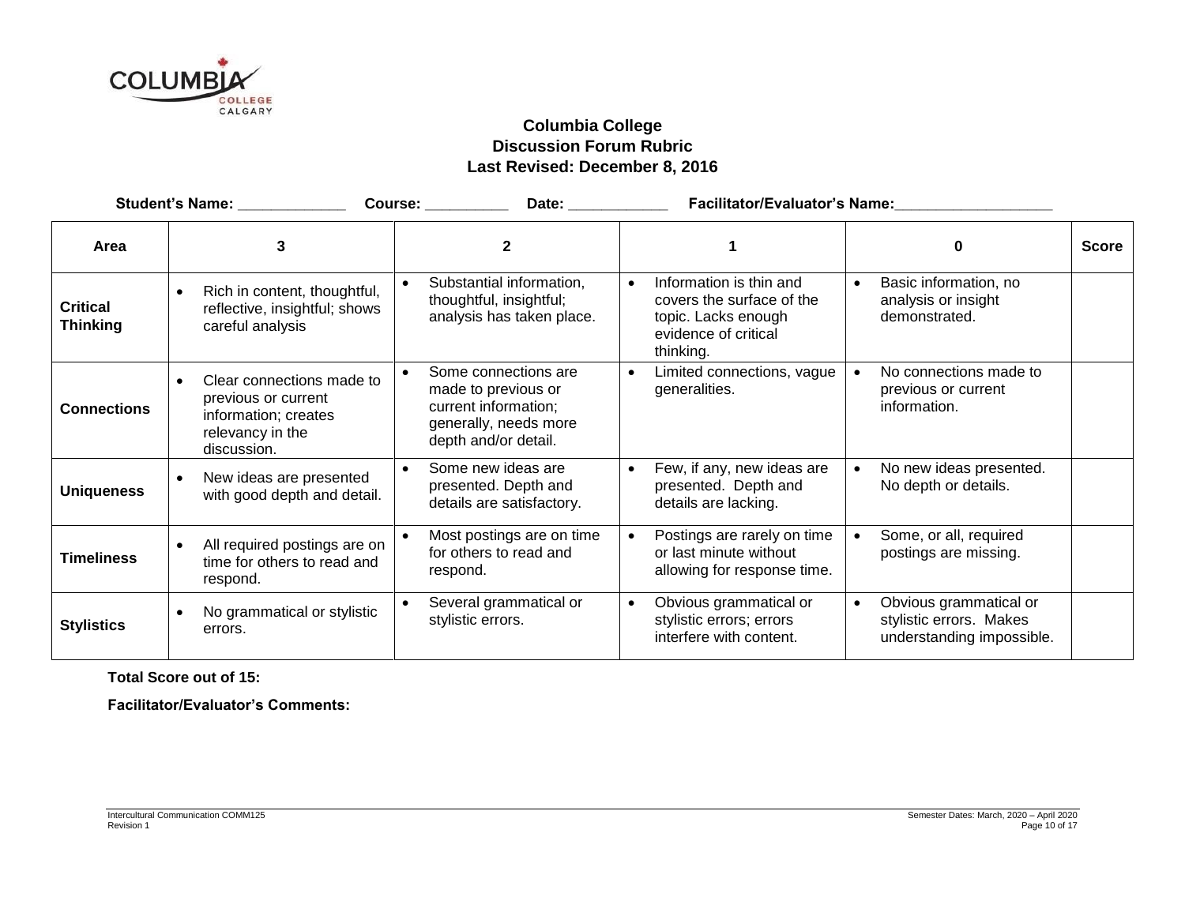**Columbia College**
**Discussion Forum Rubric**
**Last Revised: December 8, 2016**

**Student's Name:** _____________ **Course:** __________ **Date:** ____________ **Facilitator/Evaluator's Name:** ___________________

| Area | 3 | 2 | 1 | 0 | Score |
|---|---|---|---|---|---|
| **Critical Thinking** | • Rich in content, thoughtful, reflective, insightful; shows careful analysis | • Substantial information, thoughtful, insightful; analysis has taken place. | • Information is thin and covers the surface of the topic. Lacks enough evidence of critical thinking. | • Basic information, no analysis or insight demonstrated. | |
| **Connections** | • Clear connections made to previous or current information; creates relevancy in the discussion. | • Some connections are made to previous or current information; generally, needs more depth and/or detail. | • Limited connections, vague generalities. | • No connections made to previous or current information. | |
| **Uniqueness** | • New ideas are presented with good depth and detail. | • Some new ideas are presented. Depth and details are satisfactory. | • Few, if any, new ideas are presented. Depth and details are lacking. | • No new ideas presented. No depth or details. | |
| **Timeliness** | • All required postings are on time for others to read and respond. | • Most postings are on time for others to read and respond. | • Postings are rarely on time or last minute without allowing for response time. | • Some, or all, required postings are missing. | |
| **Stylistics** | • No grammatical or stylistic errors. | • Several grammatical or stylistic errors. | • Obvious grammatical or stylistic errors; errors interfere with content. | • Obvious grammatical or stylistic errors. Makes understanding impossible. | |

**Total Score out of 15:**

**Facilitator/Evaluator's Comments:**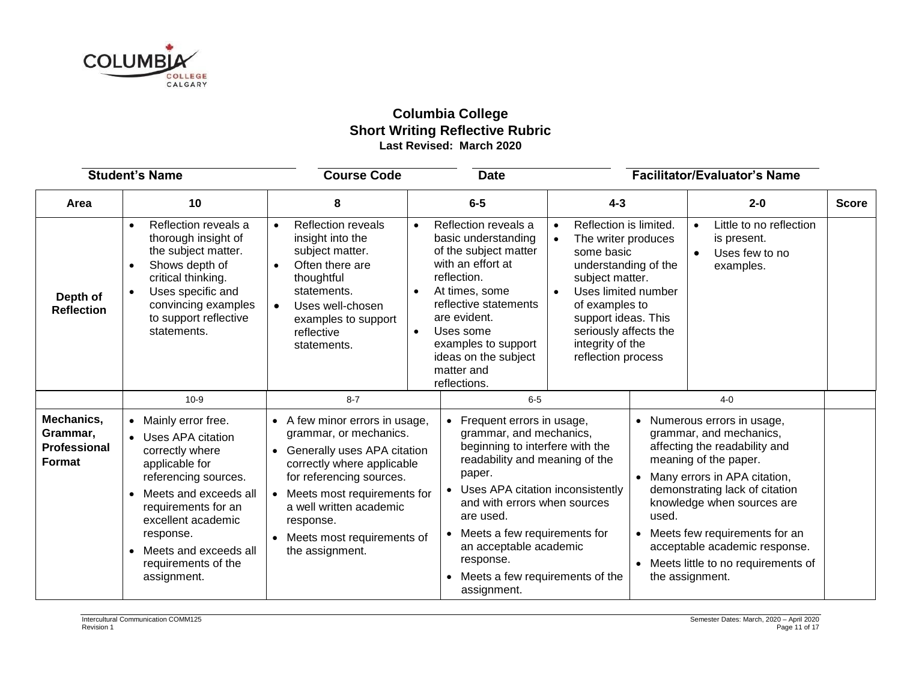# Columbia College

## Short Writing Reflective Rubric

**Last Revised: March 2020**

**Student's Name** | **Course Code** | **Date** | **Facilitator/Evaluator's Name**

| Area | 10 | 8 | 6-5 | 4-3 | 2-0 | Score |
|---|---|---|---|---|---|---|
| **Depth of Reflection** | • Reflection reveals a thorough insight of the subject matter.<br>• Shows depth of critical thinking.<br>• Uses specific and convincing examples to support reflective statements. | • Reflection reveals insight into the subject matter.<br>• Often there are thoughtful statements.<br>• Uses well-chosen examples to support reflective statements. | • Reflection reveals a basic understanding of the subject matter with an effort at reflection.<br>• At times, some reflective statements are evident.<br>• Uses some examples to support ideas on the subject matter and reflections. | • Reflection is limited.<br>• The writer produces some basic understanding of the subject matter.<br>• Uses limited number of examples to support ideas. This seriously affects the integrity of the reflection process | • Little to no reflection is present.<br>• Uses few to no examples. | |

| | 10-9 | 8-7 | 6-5 | 4-0 | |
|---|---|---|---|---|---|
| **Mechanics, Grammar, Professional Format** | • Mainly error free.<br>• Uses APA citation correctly where applicable for referencing sources.<br>• Meets and exceeds all requirements for an excellent academic response.<br>• Meets and exceeds all requirements of the assignment. | • A few minor errors in usage, grammar, or mechanics.<br>• Generally uses APA citation correctly where applicable for referencing sources.<br>• Meets most requirements for a well written academic response.<br>• Meets most requirements of the assignment. | • Frequent errors in usage, grammar, and mechanics, beginning to interfere with the readability and meaning of the paper.<br>• Uses APA citation inconsistently and with errors when sources are used.<br>• Meets a few requirements for an acceptable academic response.<br>• Meets a few requirements of the assignment. | • Numerous errors in usage, grammar, and mechanics, affecting the readability and meaning of the paper.<br>• Many errors in APA citation, demonstrating lack of citation knowledge when sources are used.<br>• Meets few requirements for an acceptable academic response.<br>• Meets little to no requirements of the assignment. | |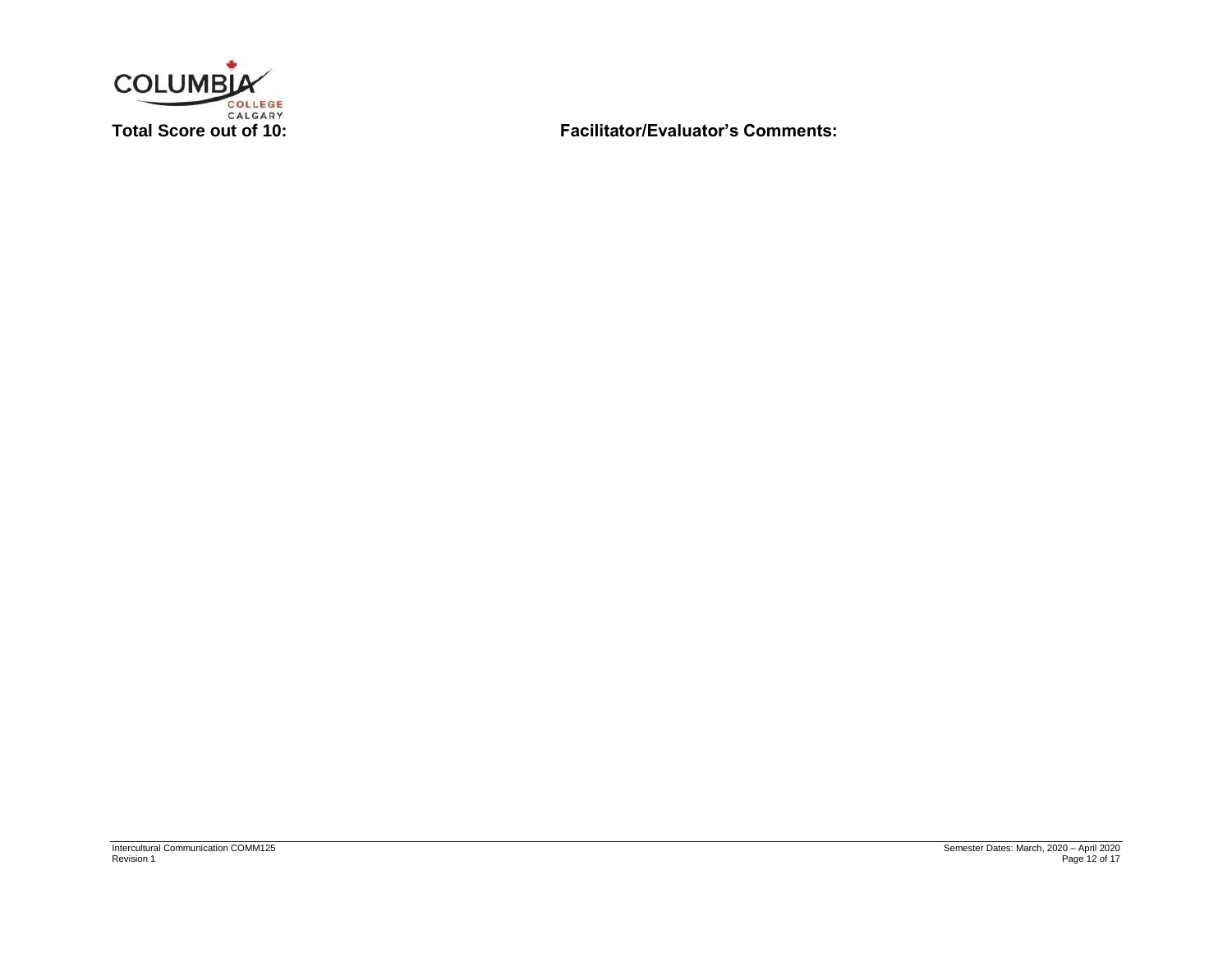**Total Score out of 10:**

**Facilitator/Evaluator's Comments:**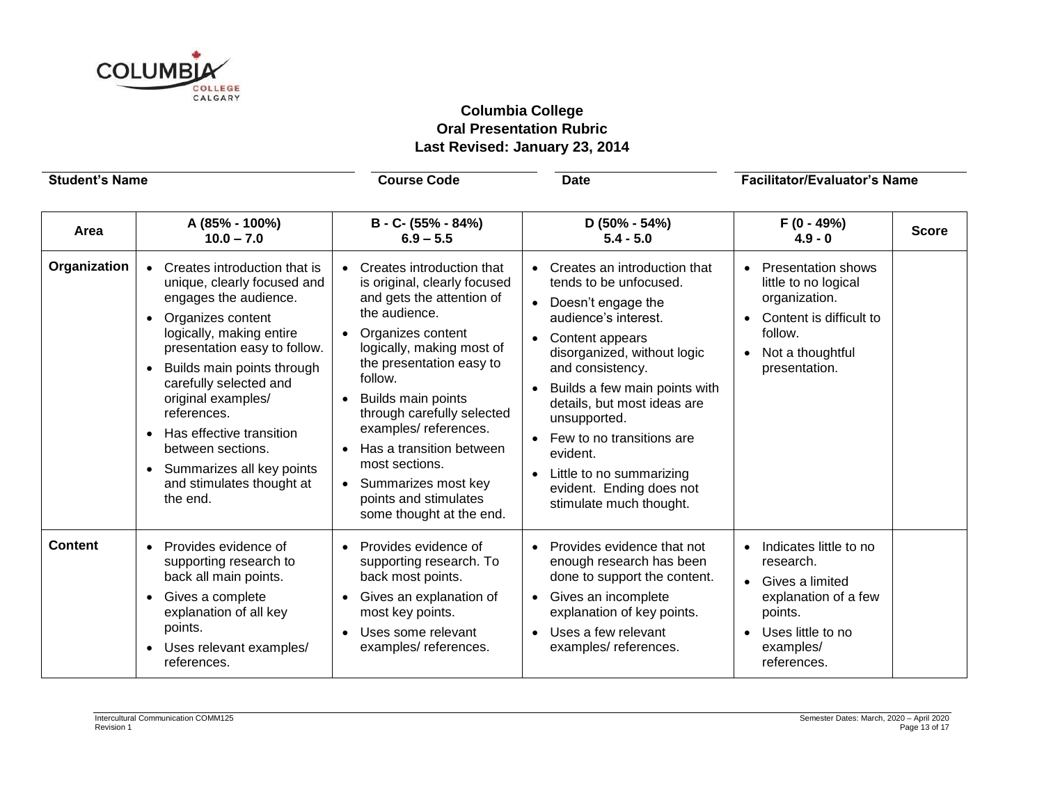**Columbia College**
**Oral Presentation Rubric**
**Last Revised: January 23, 2014**

**Student's Name** ______________________ **Course Code** ______________ **Date** ______________ **Facilitator/Evaluator's Name** ______________________

| Area | A (85% - 100%) 10.0 – 7.0 | B - C- (55% - 84%) 6.9 – 5.5 | D (50% - 54%) 5.4 - 5.0 | F (0 - 49%) 4.9 - 0 | Score |
|---|---|---|---|---|---|
| **Organization** | • Creates introduction that is unique, clearly focused and engages the audience. • Organizes content logically, making entire presentation easy to follow. • Builds main points through carefully selected and original examples/ references. • Has effective transition between sections. • Summarizes all key points and stimulates thought at the end. | • Creates introduction that is original, clearly focused and gets the attention of the audience. • Organizes content logically, making most of the presentation easy to follow. • Builds main points through carefully selected examples/ references. • Has a transition between most sections. • Summarizes most key points and stimulates some thought at the end. | • Creates an introduction that tends to be unfocused. • Doesn't engage the audience's interest. • Content appears disorganized, without logic and consistency. • Builds a few main points with details, but most ideas are unsupported. • Few to no transitions are evident. • Little to no summarizing evident. Ending does not stimulate much thought. | • Presentation shows little to no logical organization. • Content is difficult to follow. • Not a thoughtful presentation. | |
| **Content** | • Provides evidence of supporting research to back all main points. • Gives a complete explanation of all key points. • Uses relevant examples/ references. | • Provides evidence of supporting research. To back most points. • Gives an explanation of most key points. • Uses some relevant examples/ references. | • Provides evidence that not enough research has been done to support the content. • Gives an incomplete explanation of key points. • Uses a few relevant examples/ references. | • Indicates little to no research. • Gives a limited explanation of a few points. • Uses little to no examples/ references. | |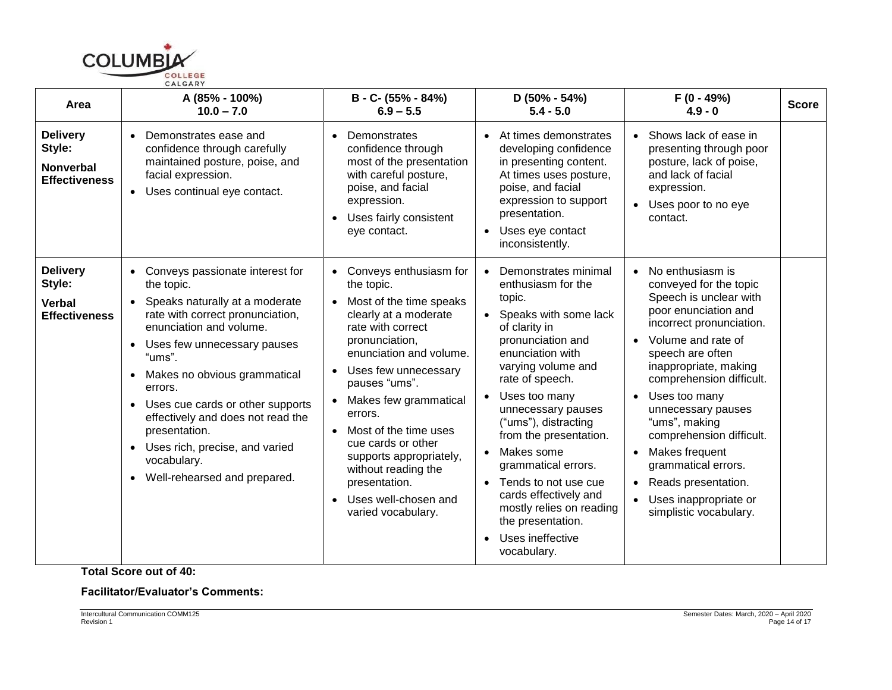| Area | A (85% - 100%) 10.0 – 7.0 | B - C- (55% - 84%) 6.9 – 5.5 | D (50% - 54%) 5.4 - 5.0 | F (0 - 49%) 4.9 - 0 | Score |
|---|---|---|---|---|---|
| **Delivery Style:** **Nonverbal Effectiveness** | • Demonstrates ease and confidence through carefully maintained posture, poise, and facial expression. • Uses continual eye contact. | • Demonstrates confidence through most of the presentation with careful posture, poise, and facial expression. • Uses fairly consistent eye contact. | • At times demonstrates developing confidence in presenting content. At times uses posture, poise, and facial expression to support presentation. • Uses eye contact inconsistently. | • Shows lack of ease in presenting through poor posture, lack of poise, and lack of facial expression. • Uses poor to no eye contact. | |
| **Delivery Style:** **Verbal Effectiveness** | • Conveys passionate interest for the topic. • Speaks naturally at a moderate rate with correct pronunciation, enunciation and volume. • Uses few unnecessary pauses "ums". • Makes no obvious grammatical errors. • Uses cue cards or other supports effectively and does not read the presentation. • Uses rich, precise, and varied vocabulary. • Well-rehearsed and prepared. | • Conveys enthusiasm for the topic. • Most of the time speaks clearly at a moderate rate with correct pronunciation, enunciation and volume. • Uses few unnecessary pauses "ums". • Makes few grammatical errors. • Most of the time uses cue cards or other supports appropriately, without reading the presentation. • Uses well-chosen and varied vocabulary. | • Demonstrates minimal enthusiasm for the topic. • Speaks with some lack of clarity in pronunciation and enunciation with varying volume and rate of speech. • Uses too many unnecessary pauses ("ums"), distracting from the presentation. • Makes some grammatical errors. • Tends to not use cue cards effectively and mostly relies on reading the presentation. • Uses ineffective vocabulary. | • No enthusiasm is conveyed for the topic Speech is unclear with poor enunciation and incorrect pronunciation. • Volume and rate of speech are often inappropriate, making comprehension difficult. • Uses too many unnecessary pauses "ums", making comprehension difficult. • Makes frequent grammatical errors. • Reads presentation. • Uses inappropriate or simplistic vocabulary. | |

**Total Score out of 40:**

**Facilitator/Evaluator's Comments:**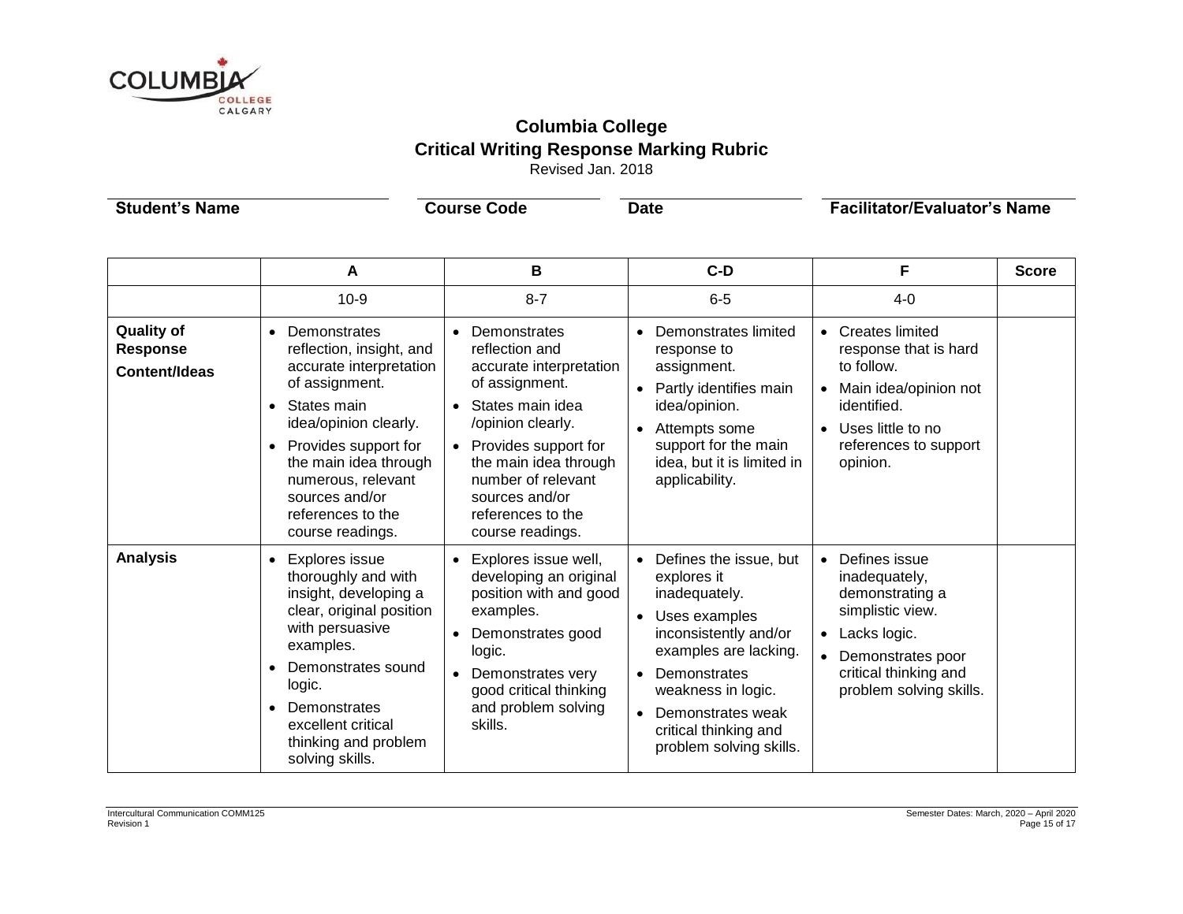# Columbia College

## Critical Writing Response Marking Rubric

Revised Jan. 2018

**Student's Name** | **Course Code** | **Date** | **Facilitator/Evaluator's Name**

| | A | B | C-D | F | Score |
|---|---|---|---|---|---|
| | 10-9 | 8-7 | 6-5 | 4-0 | |
| **Quality of Response Content/Ideas** | • Demonstrates reflection, insight, and accurate interpretation of assignment.<br>• States main idea/opinion clearly.<br>• Provides support for the main idea through numerous, relevant sources and/or references to the course readings. | • Demonstrates reflection and accurate interpretation of assignment.<br>• States main idea /opinion clearly.<br>• Provides support for the main idea through number of relevant sources and/or references to the course readings. | • Demonstrates limited response to assignment.<br>• Partly identifies main idea/opinion.<br>• Attempts some support for the main idea, but it is limited in applicability. | • Creates limited response that is hard to follow.<br>• Main idea/opinion not identified.<br>• Uses little to no references to support opinion. | |
| **Analysis** | • Explores issue thoroughly and with insight, developing a clear, original position with persuasive examples.<br>• Demonstrates sound logic.<br>• Demonstrates excellent critical thinking and problem solving skills. | • Explores issue well, developing an original position with and good examples.<br>• Demonstrates good logic.<br>• Demonstrates very good critical thinking and problem solving skills. | • Defines the issue, but explores it inadequately.<br>• Uses examples inconsistently and/or examples are lacking.<br>• Demonstrates weakness in logic.<br>• Demonstrates weak critical thinking and problem solving skills. | • Defines issue inadequately, demonstrating a simplistic view.<br>• Lacks logic.<br>• Demonstrates poor critical thinking and problem solving skills. | |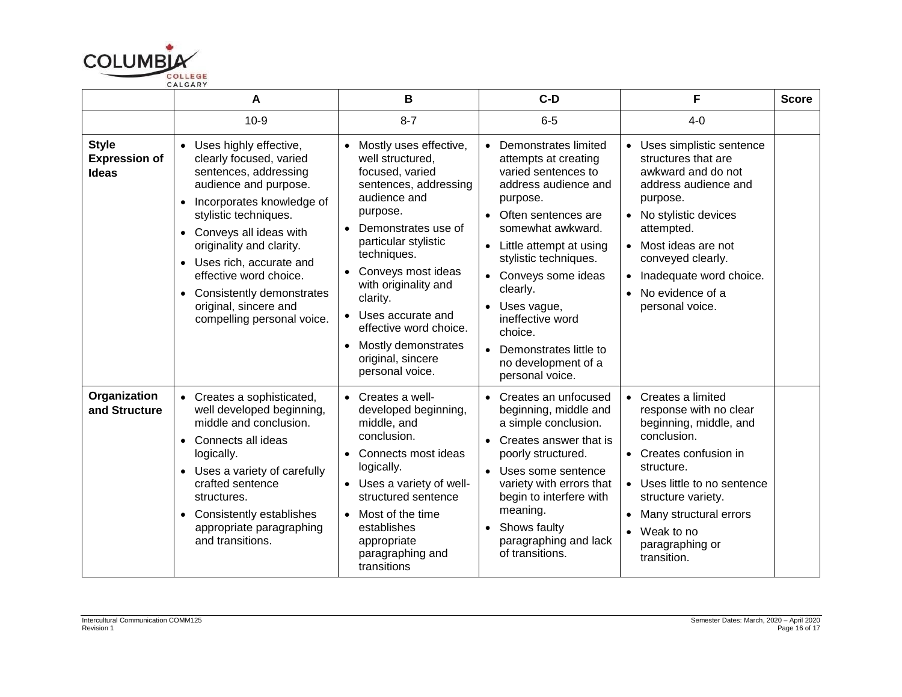| | A | B | C-D | F | Score |
|---|---|---|---|---|---|
| | 10-9 | 8-7 | 6-5 | 4-0 | |
| **Style Expression of Ideas** | • Uses highly effective, clearly focused, varied sentences, addressing audience and purpose.<br>• Incorporates knowledge of stylistic techniques.<br>• Conveys all ideas with originality and clarity.<br>• Uses rich, accurate and effective word choice.<br>• Consistently demonstrates original, sincere and compelling personal voice. | • Mostly uses effective, well structured, focused, varied sentences, addressing audience and purpose.<br>• Demonstrates use of particular stylistic techniques.<br>• Conveys most ideas with originality and clarity.<br>• Uses accurate and effective word choice.<br>• Mostly demonstrates original, sincere personal voice. | • Demonstrates limited attempts at creating varied sentences to address audience and purpose.<br>• Often sentences are somewhat awkward.<br>• Little attempt at using stylistic techniques.<br>• Conveys some ideas clearly.<br>• Uses vague, ineffective word choice.<br>• Demonstrates little to no development of a personal voice. | • Uses simplistic sentence structures that are awkward and do not address audience and purpose.<br>• No stylistic devices attempted.<br>• Most ideas are not conveyed clearly.<br>• Inadequate word choice.<br>• No evidence of a personal voice. | |
| **Organization and Structure** | • Creates a sophisticated, well developed beginning, middle and conclusion.<br>• Connects all ideas logically.<br>• Uses a variety of carefully crafted sentence structures.<br>• Consistently establishes appropriate paragraphing and transitions. | • Creates a well-developed beginning, middle, and conclusion.<br>• Connects most ideas logically.<br>• Uses a variety of well-structured sentence<br>• Most of the time establishes appropriate paragraphing and transitions | • Creates an unfocused beginning, middle and a simple conclusion.<br>• Creates answer that is poorly structured.<br>• Uses some sentence variety with errors that begin to interfere with meaning.<br>• Shows faulty paragraphing and lack of transitions. | • Creates a limited response with no clear beginning, middle, and conclusion.<br>• Creates confusion in structure.<br>• Uses little to no sentence structure variety.<br>• Many structural errors<br>• Weak to no paragraphing or transition. | |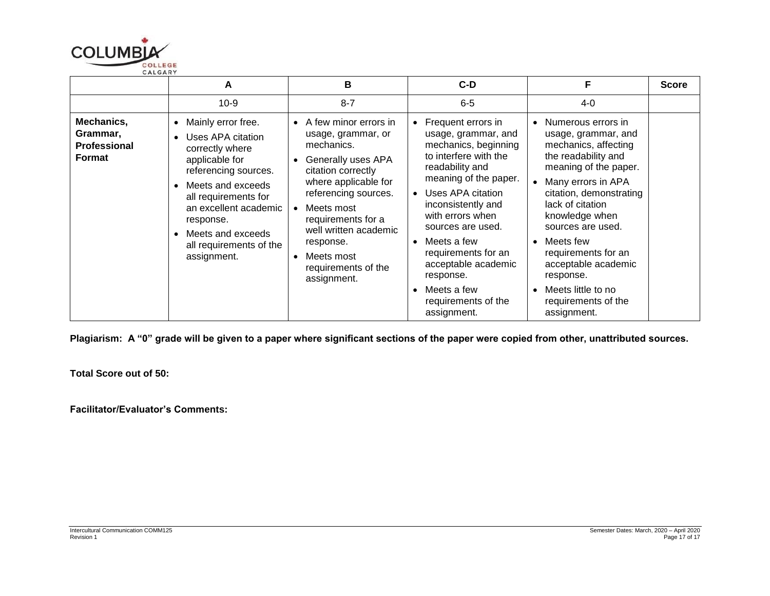| | A | B | C-D | F | Score |
|---|---|---|---|---|---|
| | 10-9 | 8-7 | 6-5 | 4-0 | |
| **Mechanics, Grammar, Professional Format** | • Mainly error free.<br>• Uses APA citation correctly where applicable for referencing sources.<br>• Meets and exceeds all requirements for an excellent academic response.<br>• Meets and exceeds all requirements of the assignment. | • A few minor errors in usage, grammar, or mechanics.<br>• Generally uses APA citation correctly where applicable for referencing sources.<br>• Meets most requirements for a well written academic response.<br>• Meets most requirements of the assignment. | • Frequent errors in usage, grammar, and mechanics, beginning to interfere with the readability and meaning of the paper.<br>• Uses APA citation inconsistently and with errors when sources are used.<br>• Meets a few requirements for an acceptable academic response.<br>• Meets a few requirements of the assignment. | • Numerous errors in usage, grammar, and mechanics, affecting the readability and meaning of the paper.<br>• Many errors in APA citation, demonstrating lack of citation knowledge when sources are used.<br>• Meets few requirements for an acceptable academic response.<br>• Meets little to no requirements of the assignment. | |

**Plagiarism: A "0" grade will be given to a paper where significant sections of the paper were copied from other, unattributed sources.**

**Total Score out of 50:**

**Facilitator/Evaluator's Comments:**